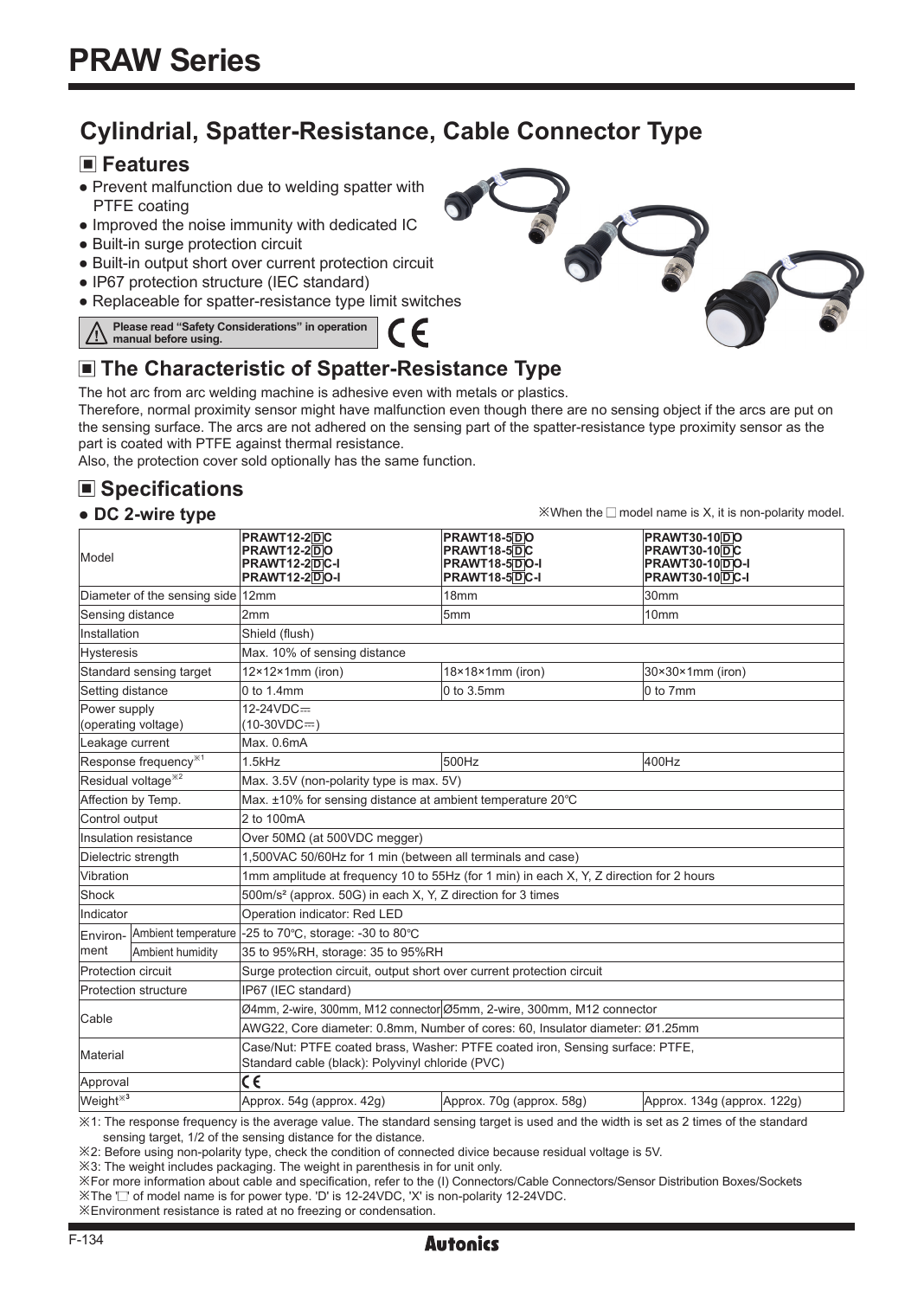# PRAW Series

## Cylindrial, Spatter-Resistance, Cable Connector Type

### ■ Features

- Prevent malfunction due to welding spatter with PTFE coating
- Improved the noise immunity with dedicated IC
- Built-in surge protection circuit
- Built-in output short over current protection circuit
- IP67 protection structure (IEC standard)
- Replaceable for spatter-resistance type limit switches

⚠ Please read "Safety Considerations" in operation manual before using.

CE

### ■ The Characteristic of Spatter-Resistance Type

The hot arc from arc welding machine is adhesive even with metals or plastics.
Therefore, normal proximity sensor might have malfunction even though there are no sensing object if the arcs are put on the sensing surface. The arcs are not adhered on the sensing part of the spatter-resistance type proximity sensor as the part is coated with PTFE against thermal resistance.
Also, the protection cover sold optionally has the same function.

### ■ Specifications

● **DC 2-wire type**

※When the □ model name is X, it is non-polarity model.

| Model | | PRAWT12-2DC<br>PRAWT12-2DO<br>PRAWT12-2DC-I<br>PRAWT12-2DO-I | PRAWT18-5DO<br>PRAWT18-5DC<br>PRAWT18-5DO-I<br>PRAWT18-5DC-I | PRAWT30-10DO<br>PRAWT30-10DC<br>PRAWT30-10DO-I<br>PRAWT30-10DC-I |
|---|---|---|---|---|
| Diameter of the sensing side | | 12mm | 18mm | 30mm |
| Sensing distance | | 2mm | 5mm | 10mm |
| Installation | | Shield (flush) | | |
| Hysteresis | | Max. 10% of sensing distance | | |
| Standard sensing target | | 12×12×1mm (iron) | 18×18×1mm (iron) | 30×30×1mm (iron) |
| Setting distance | | 0 to 1.4mm | 0 to 3.5mm | 0 to 7mm |
| Power supply (operating voltage) | | 12-24VDC⎓ (10-30VDC⎓) | | |
| Leakage current | | Max. 0.6mA | | |
| Response frequency※1 | | 1.5kHz | 500Hz | 400Hz |
| Residual voltage※2 | | Max. 3.5V (non-polarity type is max. 5V) | | |
| Affection by Temp. | | Max. ±10% for sensing distance at ambient temperature 20℃ | | |
| Control output | | 2 to 100mA | | |
| Insulation resistance | | Over 50MΩ (at 500VDC megger) | | |
| Dielectric strength | | 1,500VAC 50/60Hz for 1 min (between all terminals and case) | | |
| Vibration | | 1mm amplitude at frequency 10 to 55Hz (for 1 min) in each X, Y, Z direction for 2 hours | | |
| Shock | | 500m/s² (approx. 50G) in each X, Y, Z direction for 3 times | | |
| Indicator | | Operation indicator: Red LED | | |
| Environ-ment | Ambient temperature | -25 to 70℃, storage: -30 to 80℃ | | |
| | Ambient humidity | 35 to 95%RH, storage: 35 to 95%RH | | |
| Protection circuit | | Surge protection circuit, output short over current protection circuit | | |
| Protection structure | | IP67 (IEC standard) | | |
| Cable | | Ø4mm, 2-wire, 300mm, M12 connector | Ø5mm, 2-wire, 300mm, M12 connector | |
| | | AWG22, Core diameter: 0.8mm, Number of cores: 60, Insulator diameter: Ø1.25mm | | |
| Material | | Case/Nut: PTFE coated brass, Washer: PTFE coated iron, Sensing surface: PTFE, Standard cable (black): Polyvinyl chloride (PVC) | | |
| Approval | | CE | | |
| Weight※3 | | Approx. 54g (approx. 42g) | Approx. 70g (approx. 58g) | Approx. 134g (approx. 122g) |

※1: The response frequency is the average value. The standard sensing target is used and the width is set as 2 times of the standard sensing target, 1/2 of the sensing distance for the distance.
※2: Before using non-polarity type, check the condition of connected divice because residual voltage is 5V.
※3: The weight includes packaging. The weight in parenthesis is for unit only.
※For more information about cable and specification, refer to the (I) Connectors/Cable Connectors/Sensor Distribution Boxes/Sockets
※The '□' of model name is for power type. 'D' is 12-24VDC, 'X' is non-polarity 12-24VDC.
※Environment resistance is rated at no freezing or condensation.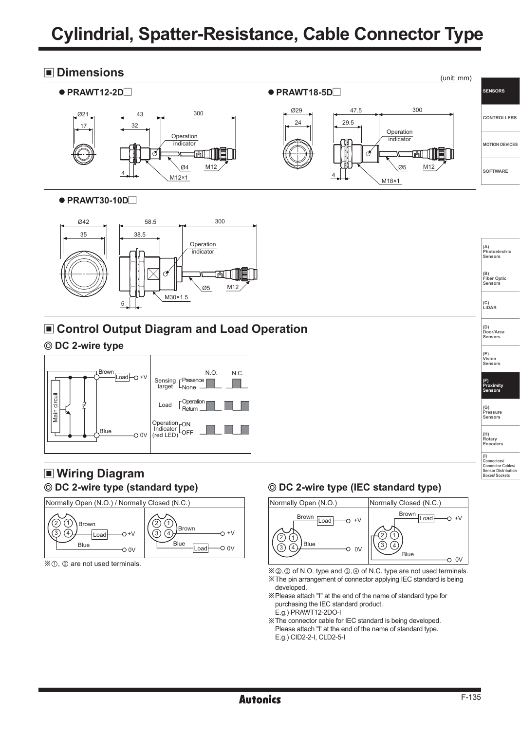# Cylindrial, Spatter-Resistance, Cable Connector Type

## Dimensions

(unit: mm)

● PRAWT12-2D□

Ø21, 17, 43, 32, 300, Operation indicator, Ø4, M12, 4, M12×1

● PRAWT18-5D□

Ø29, 24, 47.5, 29.5, 300, Operation indicator, Ø5, M12, 4, M18×1

● PRAWT30-10D□

Ø42, 35, 58.5, 38.5, 300, Operation indicator, Ø5, M12, 5, M30×1.5

## Control Output Diagram and Load Operation

### ◎ DC 2-wire type

Main circuit — Brown — Load — +V; Blue — 0V

| | | N.O. | N.C. |
|---|---|---|---|
| Sensing target | Presence / None | | |
| Load | Operation / Return | | |
| Operation Indicator (red LED) | ON / OFF | | |

## Wiring Diagram

### ◎ DC 2-wire type (standard type)

Normally Open (N.O.) / Normally Closed (N.C.)

※①, ② are not used terminals.

### ◎ DC 2-wire type (IEC standard type)

| Normally Open (N.O.) | Normally Closed (N.C.) |
|---|---|
| Brown — Load — +V; Blue — 0V | Brown — Load — +V; Blue — 0V |

※②,③ of N.O. type and ③,④ of N.C. type are not used terminals.

※The pin arrangement of connector applying IEC standard is being developed.

※Please attach "I" at the end of the name of standard type for purchasing the IEC standard product.
E.g.) PRAWT12-2DO-I

※The connector cable for IEC standard is being developed. Please attach "I' at the end of the name of standard type.
E.g.) CID2-2-I, CLD2-5-I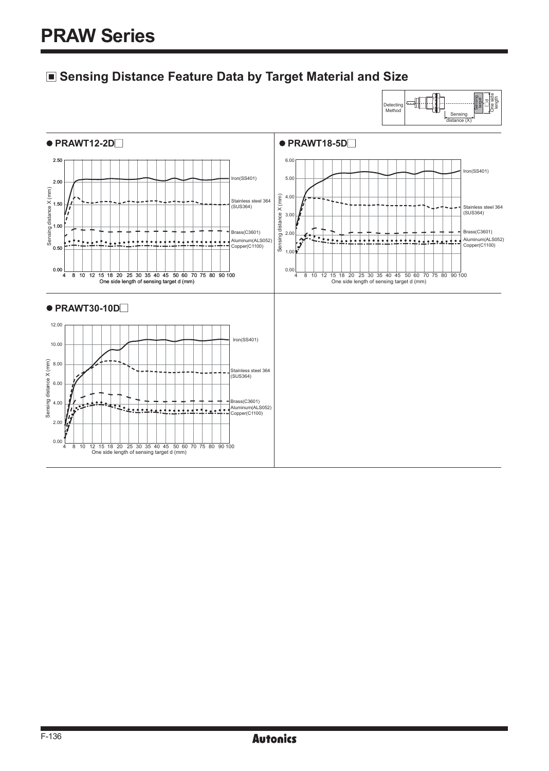# PRAW Series

## Sensing Distance Feature Data by Target Material and Size

Detecting Method — Sensing target, □d One side length, Sensing distance (X)

### ● PRAWT12-2D□

Sensing distance X (mm): 0.00, 0.50, 1.00, 1.50, 2.00, 2.50

One side length of sensing target d (mm): 4, 8, 10, 12, 15, 18, 20, 25, 30, 35, 40, 45, 50, 60, 70, 75, 80, 90, 100

Iron(SS401)
Stainless steel 364 (SUS364)
Brass(C3601)
Aluminum(ALS052)
Copper(C1100)

### ● PRAWT18-5D□

Sensing distance X (mm): 0.00, 1.00, 2.00, 3.00, 4.00, 5.00, 6.00

One side length of sensing target d (mm): 4, 8, 10, 12, 15, 18, 20, 25, 30, 35, 40, 45, 50, 60, 70, 75, 80, 90, 100

Iron(SS401)
Stainless steel 364 (SUS364)
Brass(C3601)
Aluminum(ALS052)
Copper(C1100)

### ● PRAWT30-10D□

Sensing distance X (mm): 0.00, 2.00, 4.00, 6.00, 8.00, 10.00, 12.00

One side length of sensing target d (mm): 4, 8, 10, 12, 15, 18, 20, 25, 30, 35, 40, 45, 50, 60, 70, 75, 80, 90, 100

Iron(SS401)
Stainless steel 364 (SUS364)
Brass(C3601)
Aluminum(ALS052)
Copper(C1100)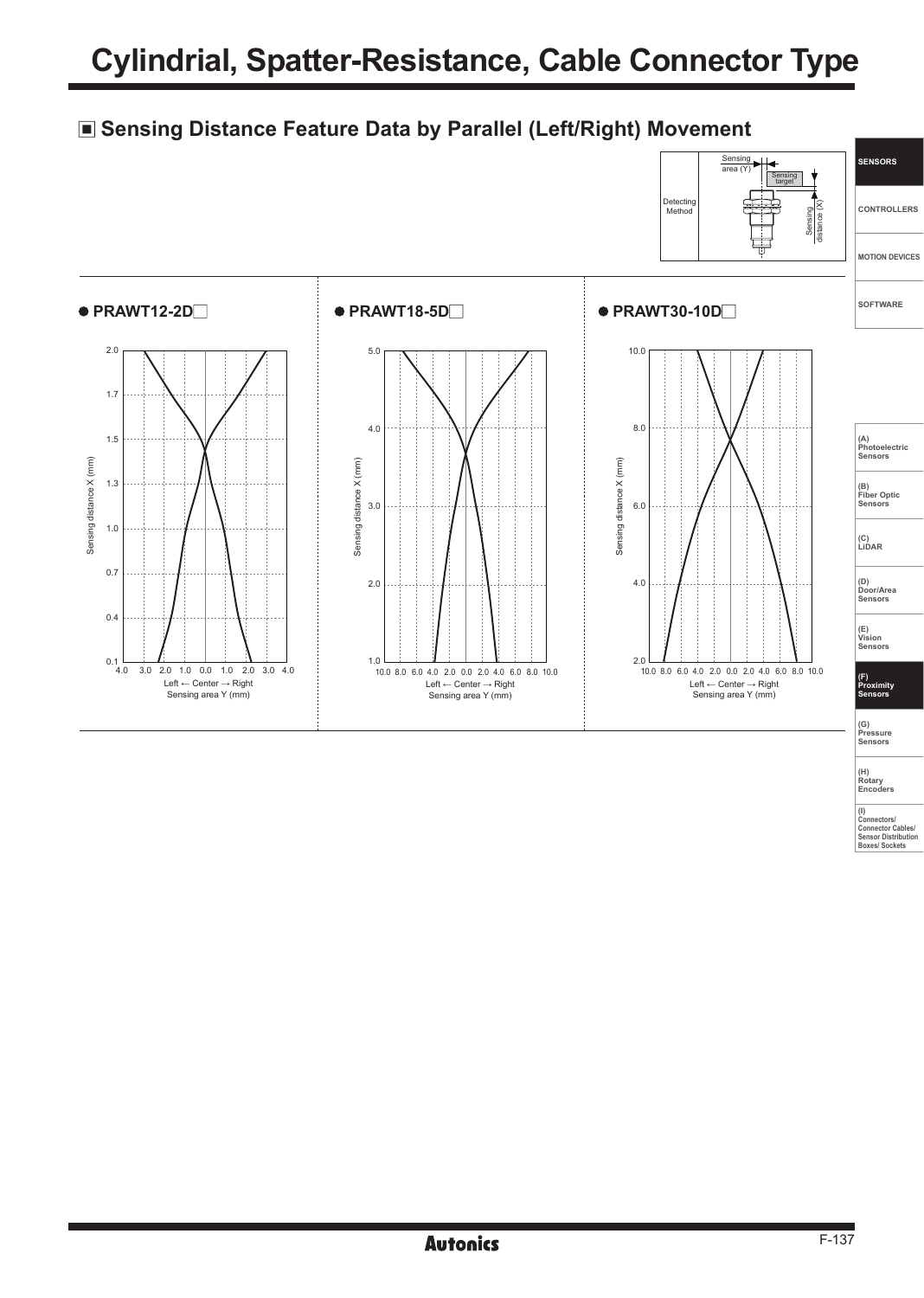# Cylindrial, Spatter-Resistance, Cable Connector Type

## ■ Sensing Distance Feature Data by Parallel (Left/Right) Movement

Detecting Method

Sensing area (Y)

Sensing target

Sensing distance (X)

● PRAWT12-2D□

Sensing distance X (mm)

2.0
1.7
1.5
1.3
1.0
0.7
0.4
0.1

4.0 3.0 2.0 1.0 0.0 1.0 2.0 3.0 4.0

Left ← Center → Right
Sensing area Y (mm)

● PRAWT18-5D□

Sensing distance X (mm)

5.0
4.0
3.0
2.0
1.0

10.0 8.0 6.0 4.0 2.0 0.0 2.0 4.0 6.0 8.0 10.0

Left ← Center → Right
Sensing area Y (mm)

● PRAWT30-10D□

Sensing distance X (mm)

10.0
8.0
6.0
4.0
2.0

10.0 8.0 6.0 4.0 2.0 0.0 2.0 4.0 6.0 8.0 10.0

Left ← Center → Right
Sensing area Y (mm)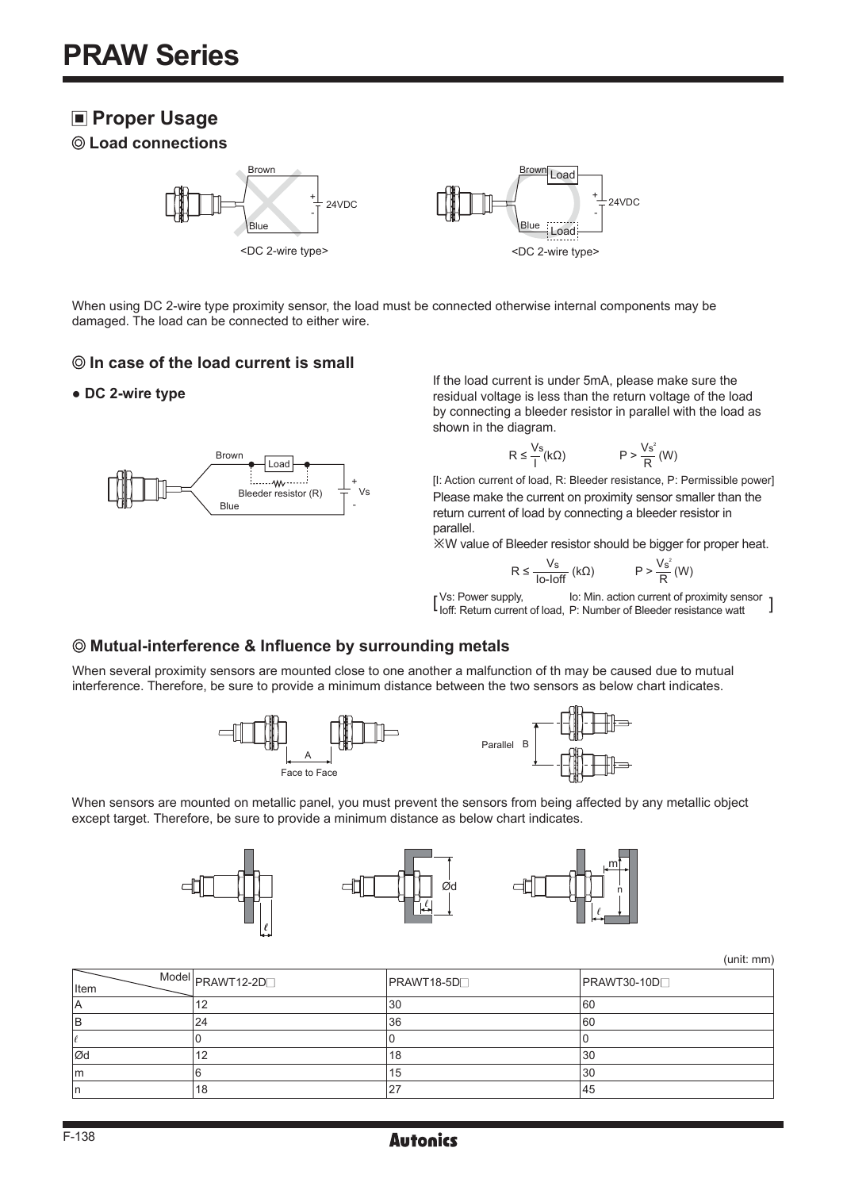# PRAW Series

## ▣ Proper Usage

### ◎ Load connections

Brown
24VDC
Blue
<DC 2-wire type>

Brown Load
24VDC
Blue Load
<DC 2-wire type>

When using DC 2-wire type proximity sensor, the load must be connected otherwise internal components may be damaged. The load can be connected to either wire.

### ◎ In case of the load current is small

**● DC 2-wire type**

Brown
Load
Bleeder resistor (R)
Blue
Vs

If the load current is under 5mA, please make sure the residual voltage is less than the return voltage of the load by connecting a bleeder resistor in parallel with the load as shown in the diagram.

$$R \leq \frac{V_S}{I}(k\Omega) \qquad P > \frac{V_S^2}{R}(W)$$

[I: Action current of load, R: Bleeder resistance, P: Permissible power]

Please make the current on proximity sensor smaller than the return current of load by connecting a bleeder resistor in parallel.

※W value of Bleeder resistor should be bigger for proper heat.

$$R \leq \frac{V_S}{I_o - I_{off}}(k\Omega) \qquad P > \frac{V_S^2}{R}(W)$$

[Vs: Power supply, Io: Min. action current of proximity sensor
Ioff: Return current of load, P: Number of Bleeder resistance watt]

### ◎ Mutual-interference & Influence by surrounding metals

When several proximity sensors are mounted close to one another a malfunction of th may be caused due to mutual interference. Therefore, be sure to provide a minimum distance between the two sensors as below chart indicates.

A
Face to Face

Parallel B

When sensors are mounted on metallic panel, you must prevent the sensors from being affected by any metallic object except target. Therefore, be sure to provide a minimum distance as below chart indicates.

ℓ
Ød
ℓ
m
n
ℓ

(unit: mm)

| Item \ Model | PRAWT12-2D□ | PRAWT18-5D□ | PRAWT30-10D□ |
|---|---|---|---|
| A | 12 | 30 | 60 |
| B | 24 | 36 | 60 |
| ℓ | 0 | 0 | 0 |
| Ød | 12 | 18 | 30 |
| m | 6 | 15 | 30 |
| n | 18 | 27 | 45 |